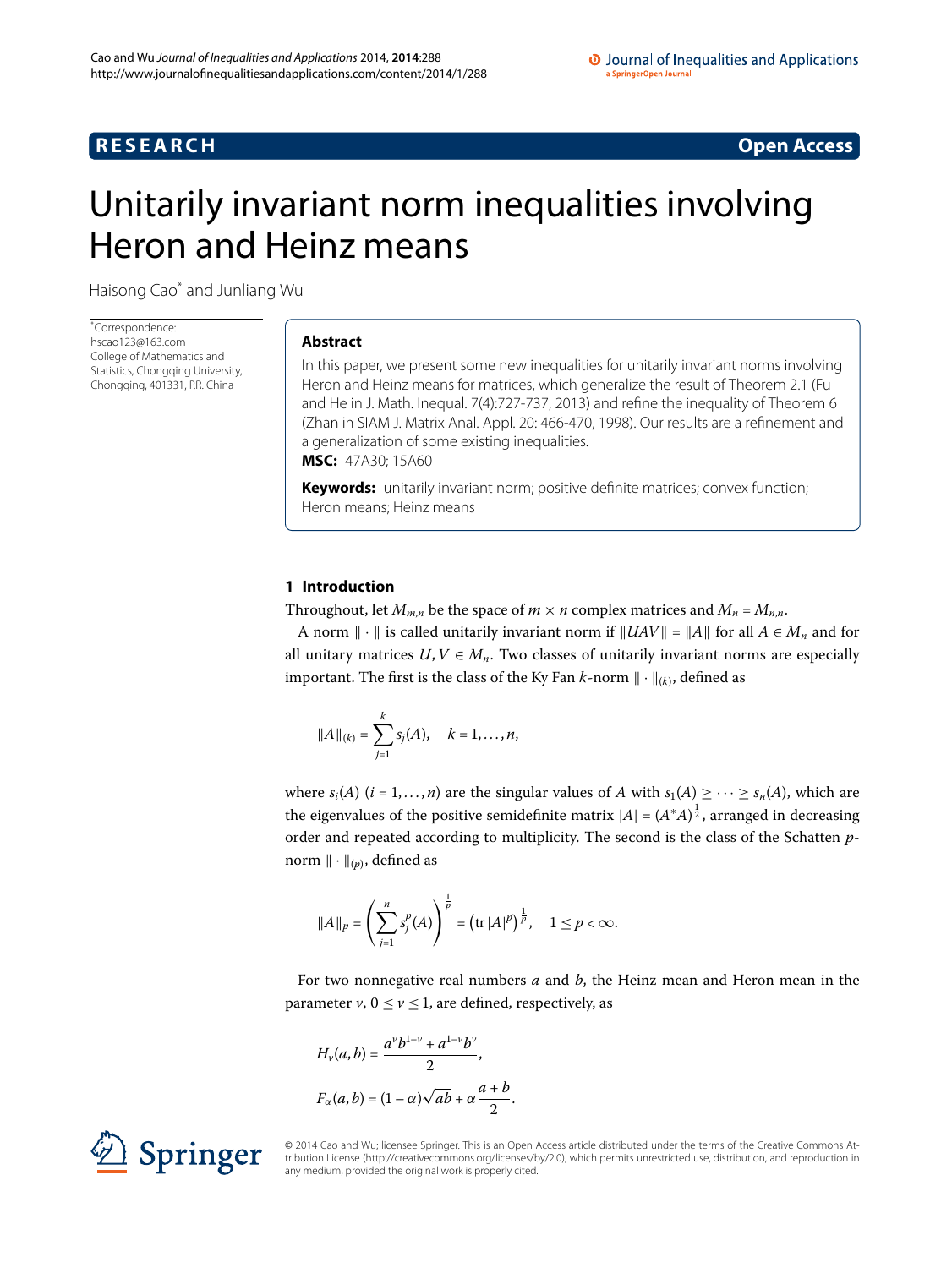**RESEARCH** **Open Access**

# Unitarily invariant norm inequalities involving Heron and Heinz means

Haisong Cao* and Junliang Wu

*Correspondence: hscao123@163.com
College of Mathematics and Statistics, Chongqing University, Chongqing, 401331, P.R. China

## Abstract

In this paper, we present some new inequalities for unitarily invariant norms involving Heron and Heinz means for matrices, which generalize the result of Theorem 2.1 (Fu and He in J. Math. Inequal. 7(4):727-737, 2013) and refine the inequality of Theorem 6 (Zhan in SIAM J. Matrix Anal. Appl. 20: 466-470, 1998). Our results are a refinement and a generalization of some existing inequalities.

**MSC:** 47A30; 15A60

**Keywords:** unitarily invariant norm; positive definite matrices; convex function; Heron means; Heinz means

## 1 Introduction

Throughout, let $M_{m,n}$ be the space of $m \times n$ complex matrices and $M_n = M_{n,n}$.

A norm $\|\cdot\|$ is called unitarily invariant norm if $\|UAV\| = \|A\|$ for all $A \in M_n$ and for all unitary matrices $U, V \in M_n$. Two classes of unitarily invariant norms are especially important. The first is the class of the Ky Fan $k$-norm $\|\cdot\|_{(k)}$, defined as

$$\|A\|_{(k)} = \sum_{j=1}^{k} s_j(A), \quad k = 1, \ldots, n,$$

where $s_i(A)$ $(i = 1, \ldots, n)$ are the singular values of $A$ with $s_1(A) \geq \cdots \geq s_n(A)$, which are the eigenvalues of the positive semidefinite matrix $|A| = (A^*A)^{\frac{1}{2}}$, arranged in decreasing order and repeated according to multiplicity. The second is the class of the Schatten $p$-norm $\|\cdot\|_{(p)}$, defined as

$$\|A\|_p = \left(\sum_{j=1}^{n} s_j^p(A)\right)^{\frac{1}{p}} = \left(\operatorname{tr}|A|^p\right)^{\frac{1}{p}}, \quad 1 \leq p < \infty.$$

For two nonnegative real numbers $a$ and $b$, the Heinz mean and Heron mean in the parameter $\nu$, $0 \leq \nu \leq 1$, are defined, respectively, as

$$H_\nu(a, b) = \frac{a^\nu b^{1-\nu} + a^{1-\nu} b^\nu}{2},$$

$$F_\alpha(a, b) = (1 - \alpha)\sqrt{ab} + \alpha \frac{a + b}{2}.$$

© 2014 Cao and Wu; licensee Springer. This is an Open Access article distributed under the terms of the Creative Commons Attribution License (http://creativecommons.org/licenses/by/2.0), which permits unrestricted use, distribution, and reproduction in any medium, provided the original work is properly cited.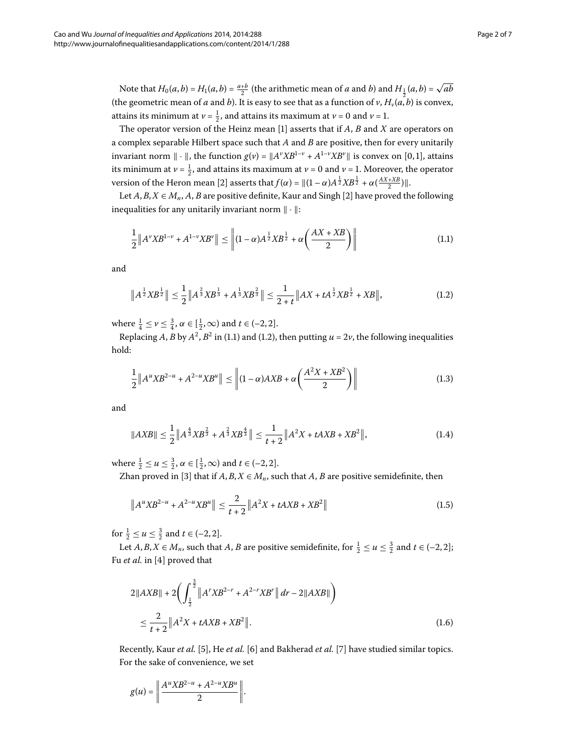Note that $H_0(a,b) = H_1(a,b) = \frac{a+b}{2}$ (the arithmetic mean of $a$ and $b$) and $H_{\frac{1}{2}}(a,b) = \sqrt{ab}$ (the geometric mean of $a$ and $b$). It is easy to see that as a function of $\nu$, $H_\nu(a,b)$ is convex, attains its minimum at $\nu = \frac{1}{2}$, and attains its maximum at $\nu = 0$ and $\nu = 1$.

The operator version of the Heinz mean [1] asserts that if $A$, $B$ and $X$ are operators on a complex separable Hilbert space such that $A$ and $B$ are positive, then for every unitarily invariant norm $\|\cdot\|$, the function $g(\nu) = \|A^\nu XB^{1-\nu} + A^{1-\nu}XB^\nu\|$ is convex on $[0,1]$, attains its minimum at $\nu = \frac{1}{2}$, and attains its maximum at $\nu = 0$ and $\nu = 1$. Moreover, the operator version of the Heron mean [2] asserts that $f(\alpha) = \|(1-\alpha)A^{\frac{1}{2}}XB^{\frac{1}{2}} + \alpha(\frac{AX+XB}{2})\|$.

Let $A, B, X \in M_n$, $A$, $B$ are positive definite, Kaur and Singh [2] have proved the following inequalities for any unitarily invariant norm $\|\cdot\|$:

$$\frac{1}{2}\left\|A^\nu XB^{1-\nu} + A^{1-\nu}XB^\nu\right\| \le \left\|(1-\alpha)A^{\frac{1}{2}}XB^{\frac{1}{2}} + \alpha\left(\frac{AX+XB}{2}\right)\right\| \tag{1.1}$$

and

$$\left\|A^{\frac{1}{2}}XB^{\frac{1}{2}}\right\| \le \frac{1}{2}\left\|A^{\frac{2}{3}}XB^{\frac{1}{3}} + A^{\frac{1}{3}}XB^{\frac{2}{3}}\right\| \le \frac{1}{2+t}\left\|AX + tA^{\frac{1}{2}}XB^{\frac{1}{2}} + XB\right\|, \tag{1.2}$$

where $\frac{1}{4} \le \nu \le \frac{3}{4}$, $\alpha \in [\frac{1}{2}, \infty)$ and $t \in (-2, 2]$.

Replacing $A$, $B$ by $A^2$, $B^2$ in (1.1) and (1.2), then putting $u = 2\nu$, the following inequalities hold:

$$\frac{1}{2}\left\|A^u XB^{2-u} + A^{2-u}XB^u\right\| \le \left\|(1-\alpha)AXB + \alpha\left(\frac{A^2X+XB^2}{2}\right)\right\| \tag{1.3}$$

and

$$\|AXB\| \le \frac{1}{2}\left\|A^{\frac{4}{3}}XB^{\frac{2}{3}} + A^{\frac{2}{3}}XB^{\frac{4}{3}}\right\| \le \frac{1}{t+2}\left\|A^2X + tAXB + XB^2\right\|, \tag{1.4}$$

where $\frac{1}{2} \le u \le \frac{3}{2}$, $\alpha \in [\frac{1}{2}, \infty)$ and $t \in (-2, 2]$.

Zhan proved in [3] that if $A, B, X \in M_n$, such that $A$, $B$ are positive semidefinite, then

$$\left\|A^u XB^{2-u} + A^{2-u}XB^u\right\| \le \frac{2}{t+2}\left\|A^2X + tAXB + XB^2\right\| \tag{1.5}$$

for $\frac{1}{2} \le u \le \frac{3}{2}$ and $t \in (-2, 2]$.

Let $A, B, X \in M_n$, such that $A$, $B$ are positive semidefinite, for $\frac{1}{2} \le u \le \frac{3}{2}$ and $t \in (-2, 2]$; Fu *et al.* in [4] proved that

$$\begin{aligned} &2\|AXB\| + 2\left(\int_{\frac{1}{2}}^{\frac{3}{2}}\left\|A^r XB^{2-r} + A^{2-r}XB^r\right\| dr - 2\|AXB\|\right) \\ &\quad \le \frac{2}{t+2}\left\|A^2X + tAXB + XB^2\right\|. \end{aligned} \tag{1.6}$$

Recently, Kaur *et al.* [5], He *et al.* [6] and Bakherad *et al.* [7] have studied similar topics. For the sake of convenience, we set

$$g(u) = \left\|\frac{A^u XB^{2-u} + A^{2-u}XB^u}{2}\right\|.$$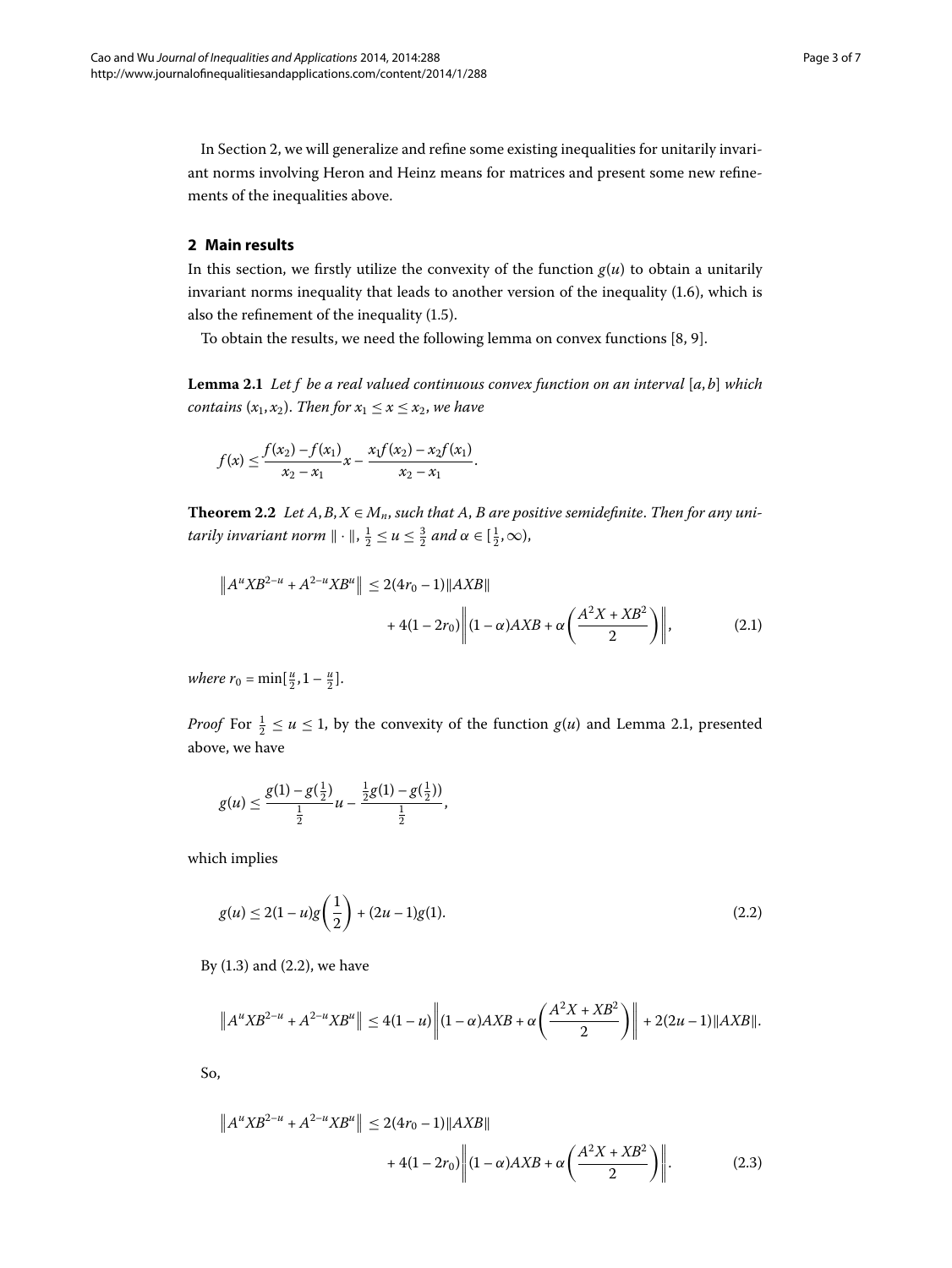In Section 2, we will generalize and refine some existing inequalities for unitarily invariant norms involving Heron and Heinz means for matrices and present some new refinements of the inequalities above.

## 2 Main results

In this section, we firstly utilize the convexity of the function $g(u)$ to obtain a unitarily invariant norms inequality that leads to another version of the inequality (1.6), which is also the refinement of the inequality (1.5).

To obtain the results, we need the following lemma on convex functions [8, 9].

**Lemma 2.1** *Let $f$ be a real valued continuous convex function on an interval $[a,b]$ which contains $(x_1,x_2)$. Then for $x_1 \leq x \leq x_2$, we have*

$$f(x) \leq \frac{f(x_2)-f(x_1)}{x_2-x_1}x - \frac{x_1 f(x_2) - x_2 f(x_1)}{x_2-x_1}.$$

**Theorem 2.2** *Let $A, B, X \in M_n$, such that $A$, $B$ are positive semidefinite. Then for any unitarily invariant norm $\|\cdot\|$, $\frac{1}{2} \leq u \leq \frac{3}{2}$ and $\alpha \in [\frac{1}{2}, \infty)$,*

$$\left\|A^u XB^{2-u} + A^{2-u}XB^u\right\| \leq 2(4r_0-1)\|AXB\| + 4(1-2r_0)\left\|(1-\alpha)AXB + \alpha\left(\frac{A^2X+XB^2}{2}\right)\right\|, \tag{2.1}$$

*where $r_0 = \min[\frac{u}{2}, 1-\frac{u}{2}]$.*

*Proof* For $\frac{1}{2} \leq u \leq 1$, by the convexity of the function $g(u)$ and Lemma 2.1, presented above, we have

$$g(u) \leq \frac{g(1)-g(\frac{1}{2})}{\frac{1}{2}}u - \frac{\frac{1}{2}g(1)-g(\frac{1}{2}))}{\frac{1}{2}},$$

which implies

$$g(u) \leq 2(1-u)g\left(\frac{1}{2}\right) + (2u-1)g(1). \tag{2.2}$$

By (1.3) and (2.2), we have

$$\left\|A^u XB^{2-u} + A^{2-u}XB^u\right\| \leq 4(1-u)\left\|(1-\alpha)AXB + \alpha\left(\frac{A^2X+XB^2}{2}\right)\right\| + 2(2u-1)\|AXB\|.$$

So,

$$\left\|A^u XB^{2-u} + A^{2-u}XB^u\right\| \leq 2(4r_0-1)\|AXB\| + 4(1-2r_0)\left\|(1-\alpha)AXB + \alpha\left(\frac{A^2X+XB^2}{2}\right)\right\|. \tag{2.3}$$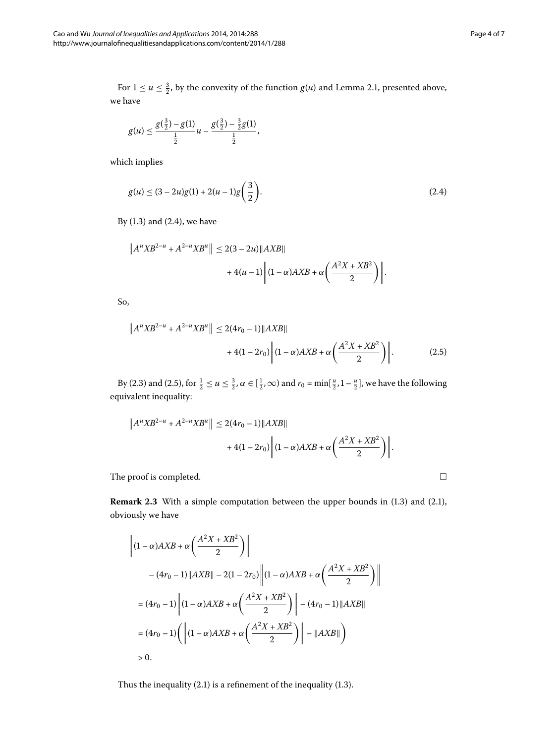For $1 \leq u \leq \frac{3}{2}$, by the convexity of the function $g(u)$ and Lemma 2.1, presented above, we have

$$g(u) \leq \frac{g(\frac{3}{2}) - g(1)}{\frac{1}{2}} u - \frac{g(\frac{3}{2}) - \frac{3}{2} g(1)}{\frac{1}{2}},$$

which implies

$$g(u) \leq (3 - 2u) g(1) + 2(u - 1) g\left(\frac{3}{2}\right). \tag{2.4}$$

By (1.3) and (2.4), we have

$$\begin{aligned} \left\| A^u X B^{2-u} + A^{2-u} X B^u \right\| &\leq 2(3 - 2u) \|AXB\| \\ &\quad + 4(u - 1) \left\| (1 - \alpha) AXB + \alpha \left( \frac{A^2 X + X B^2}{2} \right) \right\|. \end{aligned}$$

So,

$$\begin{aligned} \left\| A^u X B^{2-u} + A^{2-u} X B^u \right\| &\leq 2(4r_0 - 1) \|AXB\| \\ &\quad + 4(1 - 2r_0) \left\| (1 - \alpha) AXB + \alpha \left( \frac{A^2 X + X B^2}{2} \right) \right\|. \end{aligned} \tag{2.5}$$

By (2.3) and (2.5), for $\frac{1}{2} \leq u \leq \frac{3}{2}$, $\alpha \in [\frac{1}{2}, \infty)$ and $r_0 = \min[\frac{u}{2}, 1 - \frac{u}{2}]$, we have the following equivalent inequality:

$$\begin{aligned} \left\| A^u X B^{2-u} + A^{2-u} X B^u \right\| &\leq 2(4r_0 - 1) \|AXB\| \\ &\quad + 4(1 - 2r_0) \left\| (1 - \alpha) AXB + \alpha \left( \frac{A^2 X + X B^2}{2} \right) \right\|. \end{aligned}$$

The proof is completed. □

**Remark 2.3** With a simple computation between the upper bounds in (1.3) and (2.1), obviously we have

$$\begin{aligned} &\left\| (1 - \alpha) AXB + \alpha \left( \frac{A^2 X + X B^2}{2} \right) \right\| \\ &\quad - (4r_0 - 1) \|AXB\| - 2(1 - 2r_0) \left\| (1 - \alpha) AXB + \alpha \left( \frac{A^2 X + X B^2}{2} \right) \right\| \\ &= (4r_0 - 1) \left\| (1 - \alpha) AXB + \alpha \left( \frac{A^2 X + X B^2}{2} \right) \right\| - (4r_0 - 1) \|AXB\| \\ &= (4r_0 - 1) \left( \left\| (1 - \alpha) AXB + \alpha \left( \frac{A^2 X + X B^2}{2} \right) \right\| - \|AXB\| \right) \\ &> 0. \end{aligned}$$

Thus the inequality (2.1) is a refinement of the inequality (1.3).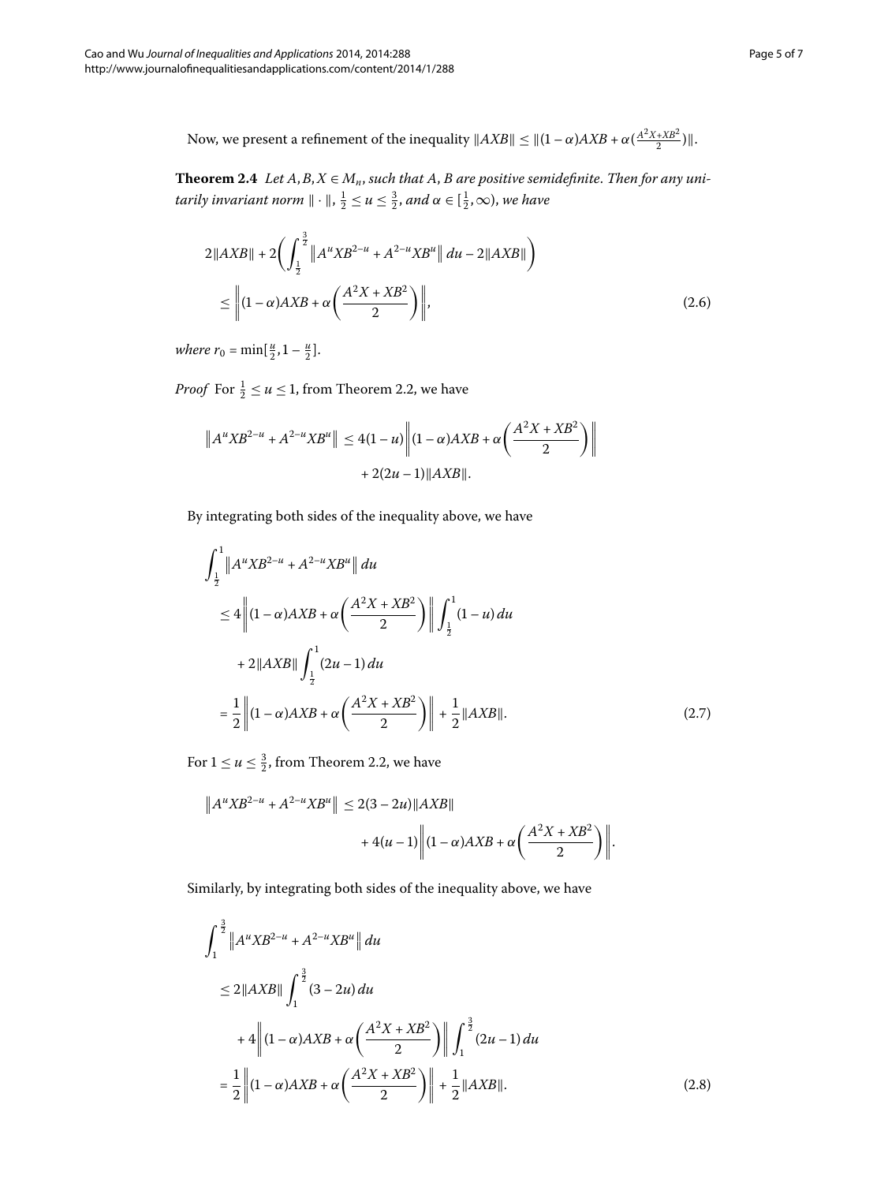Now, we present a refinement of the inequality $\|AXB\| \leq \|(1-\alpha)AXB + \alpha(\frac{A^2X+XB^2}{2})\|$.

**Theorem 2.4** *Let $A, B, X \in M_n$, such that $A$, $B$ are positive semidefinite. Then for any unitarily invariant norm $\|\cdot\|$, $\frac{1}{2} \leq u \leq \frac{3}{2}$, and $\alpha \in [\frac{1}{2}, \infty)$, we have*

$$
\begin{aligned}
&2\|AXB\| + 2\left(\int_{\frac{1}{2}}^{\frac{3}{2}} \left\|A^u XB^{2-u} + A^{2-u}XB^u\right\| du - 2\|AXB\|\right) \\
&\quad \leq \left\|(1-\alpha)AXB + \alpha\left(\frac{A^2X + XB^2}{2}\right)\right\|,
\end{aligned}
\tag{2.6}
$$

*where $r_0 = \min[\frac{u}{2}, 1 - \frac{u}{2}]$.*

*Proof* For $\frac{1}{2} \leq u \leq 1$, from Theorem 2.2, we have

$$
\begin{aligned}
\left\|A^u XB^{2-u} + A^{2-u}XB^u\right\| &\leq 4(1-u)\left\|(1-\alpha)AXB + \alpha\left(\frac{A^2X + XB^2}{2}\right)\right\| \\
&\quad + 2(2u-1)\|AXB\|.
\end{aligned}
$$

By integrating both sides of the inequality above, we have

$$
\begin{aligned}
&\int_{\frac{1}{2}}^{1} \left\|A^u XB^{2-u} + A^{2-u}XB^u\right\| du \\
&\quad \leq 4\left\|(1-\alpha)AXB + \alpha\left(\frac{A^2X + XB^2}{2}\right)\right\| \int_{\frac{1}{2}}^{1} (1-u)\, du \\
&\qquad + 2\|AXB\| \int_{\frac{1}{2}}^{1} (2u-1)\, du \\
&\quad = \frac{1}{2}\left\|(1-\alpha)AXB + \alpha\left(\frac{A^2X + XB^2}{2}\right)\right\| + \frac{1}{2}\|AXB\|.
\end{aligned}
\tag{2.7}
$$

For $1 \leq u \leq \frac{3}{2}$, from Theorem 2.2, we have

$$
\begin{aligned}
\left\|A^u XB^{2-u} + A^{2-u}XB^u\right\| &\leq 2(3-2u)\|AXB\| \\
&\quad + 4(u-1)\left\|(1-\alpha)AXB + \alpha\left(\frac{A^2X + XB^2}{2}\right)\right\|.
\end{aligned}
$$

Similarly, by integrating both sides of the inequality above, we have

$$
\begin{aligned}
&\int_{1}^{\frac{3}{2}} \left\|A^u XB^{2-u} + A^{2-u}XB^u\right\| du \\
&\quad \leq 2\|AXB\| \int_{1}^{\frac{3}{2}} (3-2u)\, du \\
&\qquad + 4\left\|(1-\alpha)AXB + \alpha\left(\frac{A^2X + XB^2}{2}\right)\right\| \int_{1}^{\frac{3}{2}} (2u-1)\, du \\
&\quad = \frac{1}{2}\left\|(1-\alpha)AXB + \alpha\left(\frac{A^2X + XB^2}{2}\right)\right\| + \frac{1}{2}\|AXB\|.
\end{aligned}
\tag{2.8}
$$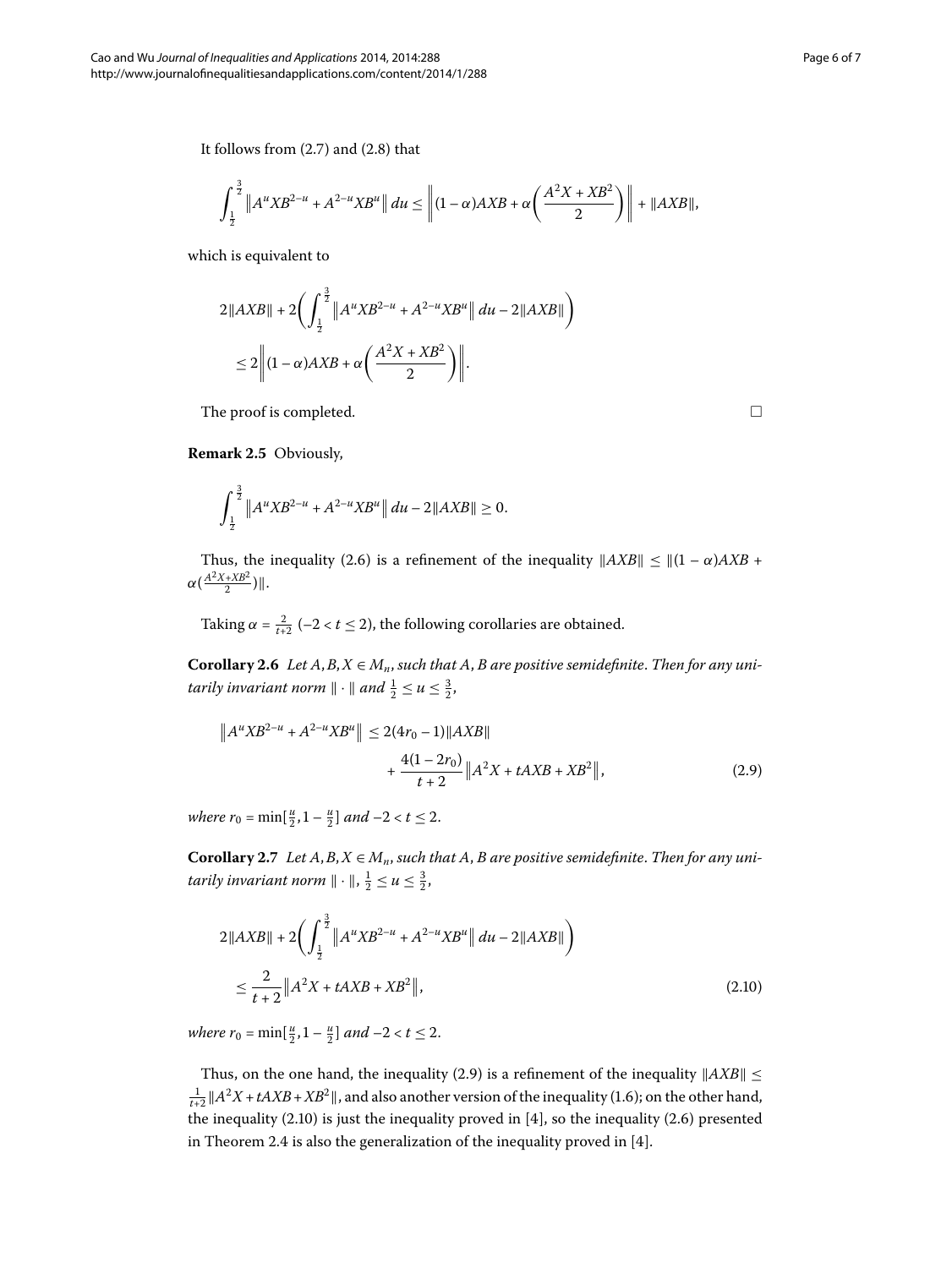It follows from (2.7) and (2.8) that

$$\int_{\frac{1}{2}}^{\frac{3}{2}} \left\| A^u X B^{2-u} + A^{2-u} X B^u \right\| du \le \left\| (1-\alpha) AXB + \alpha \left( \frac{A^2 X + X B^2}{2} \right) \right\| + \|AXB\|,$$

which is equivalent to

$$\begin{aligned} &2\|AXB\| + 2\left( \int_{\frac{1}{2}}^{\frac{3}{2}} \left\| A^u X B^{2-u} + A^{2-u} X B^u \right\| du - 2\|AXB\| \right) \\ &\quad \le 2 \left\| (1-\alpha) AXB + \alpha \left( \frac{A^2 X + X B^2}{2} \right) \right\|. \end{aligned}$$

The proof is completed. □

**Remark 2.5** Obviously,

$$\int_{\frac{1}{2}}^{\frac{3}{2}} \left\| A^u X B^{2-u} + A^{2-u} X B^u \right\| du - 2\|AXB\| \ge 0.$$

Thus, the inequality (2.6) is a refinement of the inequality $\|AXB\| \le \|(1-\alpha)AXB + \alpha(\frac{A^2X+XB^2}{2})\|$.

Taking $\alpha = \frac{2}{t+2}$ $(-2 < t \le 2)$, the following corollaries are obtained.

**Corollary 2.6** *Let $A, B, X \in M_n$, such that $A, B$ are positive semidefinite. Then for any unitarily invariant norm $\|\cdot\|$ and $\frac{1}{2} \le u \le \frac{3}{2}$,*

$$\begin{aligned} \left\| A^u X B^{2-u} + A^{2-u} X B^u \right\| &\le 2(4r_0 - 1)\|AXB\| \\ &\quad + \frac{4(1-2r_0)}{t+2} \left\| A^2 X + tAXB + XB^2 \right\|, \end{aligned} \tag{2.9}$$

*where $r_0 = \min[\frac{u}{2}, 1 - \frac{u}{2}]$ and $-2 < t \le 2$.*

**Corollary 2.7** *Let $A, B, X \in M_n$, such that $A, B$ are positive semidefinite. Then for any unitarily invariant norm $\|\cdot\|$, $\frac{1}{2} \le u \le \frac{3}{2}$,*

$$\begin{aligned} &2\|AXB\| + 2\left( \int_{\frac{1}{2}}^{\frac{3}{2}} \left\| A^u X B^{2-u} + A^{2-u} X B^u \right\| du - 2\|AXB\| \right) \\ &\quad \le \frac{2}{t+2} \left\| A^2 X + tAXB + XB^2 \right\|, \end{aligned} \tag{2.10}$$

*where $r_0 = \min[\frac{u}{2}, 1 - \frac{u}{2}]$ and $-2 < t \le 2$.*

Thus, on the one hand, the inequality (2.9) is a refinement of the inequality $\|AXB\| \le \frac{1}{t+2}\|A^2X + tAXB + XB^2\|$, and also another version of the inequality (1.6); on the other hand, the inequality (2.10) is just the inequality proved in [4], so the inequality (2.6) presented in Theorem 2.4 is also the generalization of the inequality proved in [4].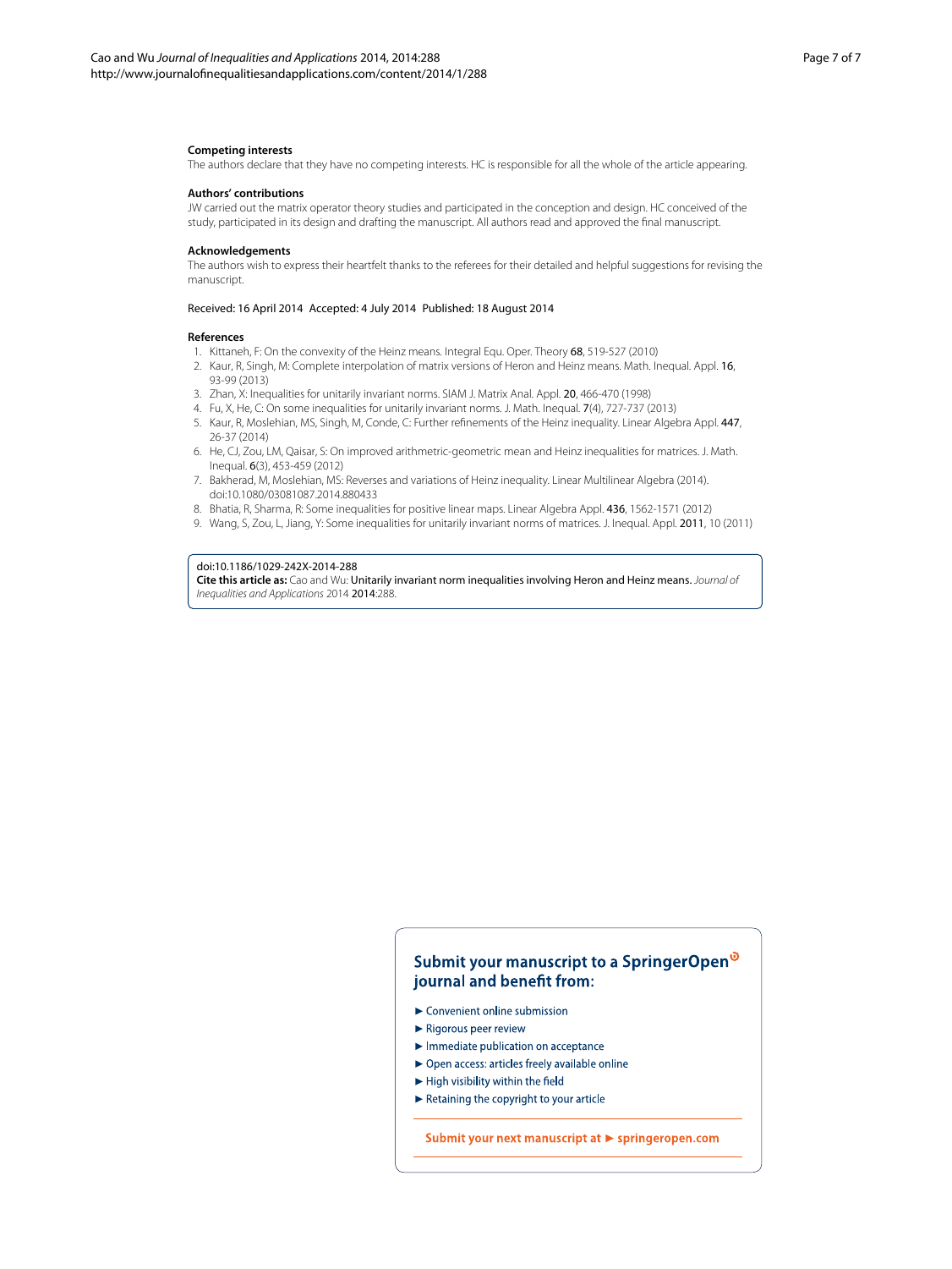**Competing interests**

The authors declare that they have no competing interests. HC is responsible for all the whole of the article appearing.

**Authors' contributions**

JW carried out the matrix operator theory studies and participated in the conception and design. HC conceived of the study, participated in its design and drafting the manuscript. All authors read and approved the final manuscript.

**Acknowledgements**

The authors wish to express their heartfelt thanks to the referees for their detailed and helpful suggestions for revising the manuscript.

Received: 16 April 2014 Accepted: 4 July 2014 Published: 18 August 2014

**References**

1. Kittaneh, F: On the convexity of the Heinz means. Integral Equ. Oper. Theory **68**, 519-527 (2010)
2. Kaur, R, Singh, M: Complete interpolation of matrix versions of Heron and Heinz means. Math. Inequal. Appl. **16**, 93-99 (2013)
3. Zhan, X: Inequalities for unitarily invariant norms. SIAM J. Matrix Anal. Appl. **20**, 466-470 (1998)
4. Fu, X, He, C: On some inequalities for unitarily invariant norms. J. Math. Inequal. **7**(4), 727-737 (2013)
5. Kaur, R, Moslehian, MS, Singh, M, Conde, C: Further refinements of the Heinz inequality. Linear Algebra Appl. **447**, 26-37 (2014)
6. He, CJ, Zou, LM, Qaisar, S: On improved arithmetic-geometric mean and Heinz inequalities for matrices. J. Math. Inequal. **6**(3), 453-459 (2012)
7. Bakherad, M, Moslehian, MS: Reverses and variations of Heinz inequality. Linear Multilinear Algebra (2014). doi:10.1080/03081087.2014.880433
8. Bhatia, R, Sharma, R: Some inequalities for positive linear maps. Linear Algebra Appl. **436**, 1562-1571 (2012)
9. Wang, S, Zou, L, Jiang, Y: Some inequalities for unitarily invariant norms of matrices. J. Inequal. Appl. **2011**, 10 (2011)

doi:10.1186/1029-242X-2014-288

**Cite this article as:** Cao and Wu: Unitarily invariant norm inequalities involving Heron and Heinz means. *Journal of Inequalities and Applications* 2014 **2014**:288.

**Submit your manuscript to a SpringerOpen journal and benefit from:**

- ► Convenient online submission
- ► Rigorous peer review
- ► Immediate publication on acceptance
- ► Open access: articles freely available online
- ► High visibility within the field
- ► Retaining the copyright to your article

**Submit your next manuscript at ► springeropen.com**